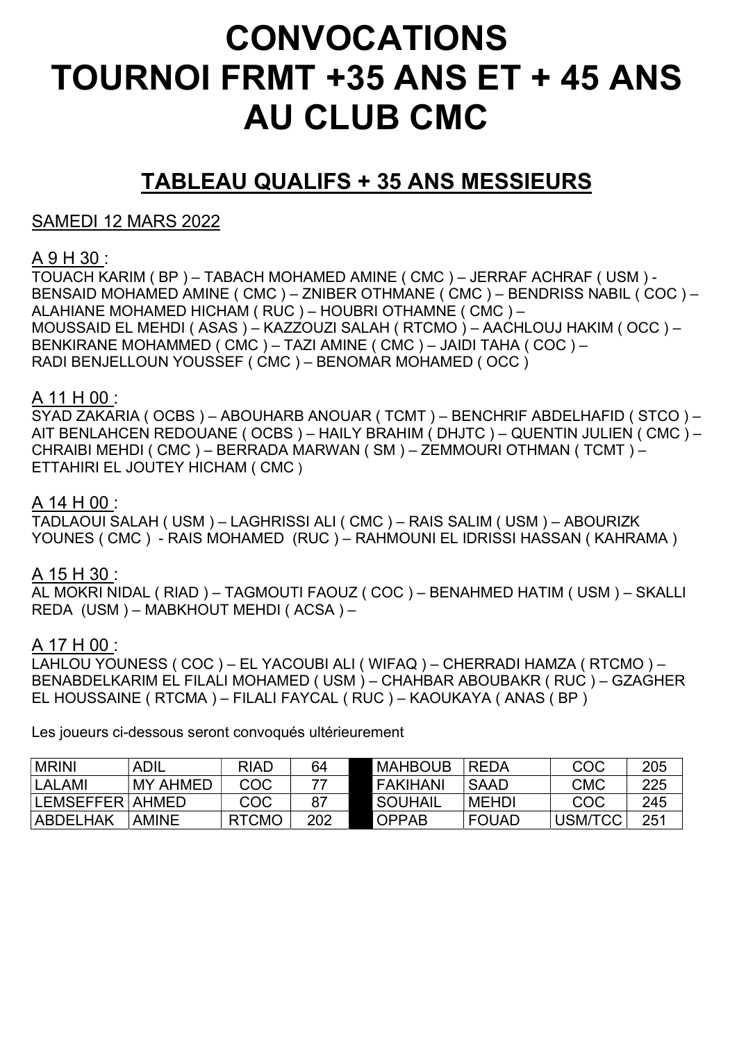# CONVOCATIONS
# TOURNOI FRMT +35 ANS ET + 45 ANS
# AU CLUB CMC

## TABLEAU QUALIFS + 35 ANS MESSIEURS

SAMEDI 12 MARS 2022

A 9 H 30 :

TOUACH KARIM ( BP ) – TABACH MOHAMED AMINE ( CMC ) – JERRAF ACHRAF ( USM ) - BENSAID MOHAMED AMINE ( CMC ) – ZNIBER OTHMANE ( CMC ) – BENDRISS NABIL ( COC ) – ALAHIANE MOHAMED HICHAM ( RUC ) – HOUBRI OTHAMNE ( CMC ) – MOUSSAID EL MEHDI ( ASAS ) – KAZZOUZI SALAH ( RTCMO ) – AACHLOUJ HAKIM ( OCC ) – BENKIRANE MOHAMMED ( CMC ) – TAZI AMINE ( CMC ) – JAIDI TAHA ( COC ) – RADI BENJELLOUN YOUSSEF ( CMC ) – BENOMAR MOHAMED ( OCC )

A 11 H 00 :

SYAD ZAKARIA ( OCBS ) – ABOUHARB ANOUAR ( TCMT ) – BENCHRIF ABDELHAFID ( STCO ) – AIT BENLAHCEN REDOUANE ( OCBS ) – HAILY BRAHIM ( DHJTC ) – QUENTIN JULIEN ( CMC ) – CHRAIBI MEHDI ( CMC ) – BERRADA MARWAN ( SM ) – ZEMMOURI OTHMAN ( TCMT ) – ETTAHIRI EL JOUTEY HICHAM ( CMC )

A 14 H 00 :

TADLAOUI SALAH ( USM ) – LAGHRISSI ALI ( CMC ) – RAIS SALIM ( USM ) – ABOURIZK YOUNES ( CMC ) - RAIS MOHAMED (RUC ) – RAHMOUNI EL IDRISSI HASSAN ( KAHRAMA )

A 15 H 30 :

AL MOKRI NIDAL ( RIAD ) – TAGMOUTI FAOUZ ( COC ) – BENAHMED HATIM ( USM ) – SKALLI REDA (USM ) – MABKHOUT MEHDI ( ACSA ) –

A 17 H 00 :

LAHLOU YOUNESS ( COC ) – EL YACOUBI ALI ( WIFAQ ) – CHERRADI HAMZA ( RTCMO ) – BENABDELKARIM EL FILALI MOHAMED ( USM ) – CHAHBAR ABOUBAKR ( RUC ) – GZAGHER EL HOUSSAINE ( RTCMA ) – FILALI FAYCAL ( RUC ) – KAOUKAYA ( ANAS ( BP )

Les joueurs ci-dessous seront convoqués ultérieurement

| | | | | | | | | |
|---|---|---|---|---|---|---|---|---|
| MRINI | ADIL | RIAD | 64 | | MAHBOUB | REDA | COC | 205 |
| LALAMI | MY AHMED | COC | 77 | | FAKIHANI | SAAD | CMC | 225 |
| LEMSEFFER | AHMED | COC | 87 | | SOUHAIL | MEHDI | COC | 245 |
| ABDELHAK | AMINE | RTCMO | 202 | | OPPAB | FOUAD | USM/TCC | 251 |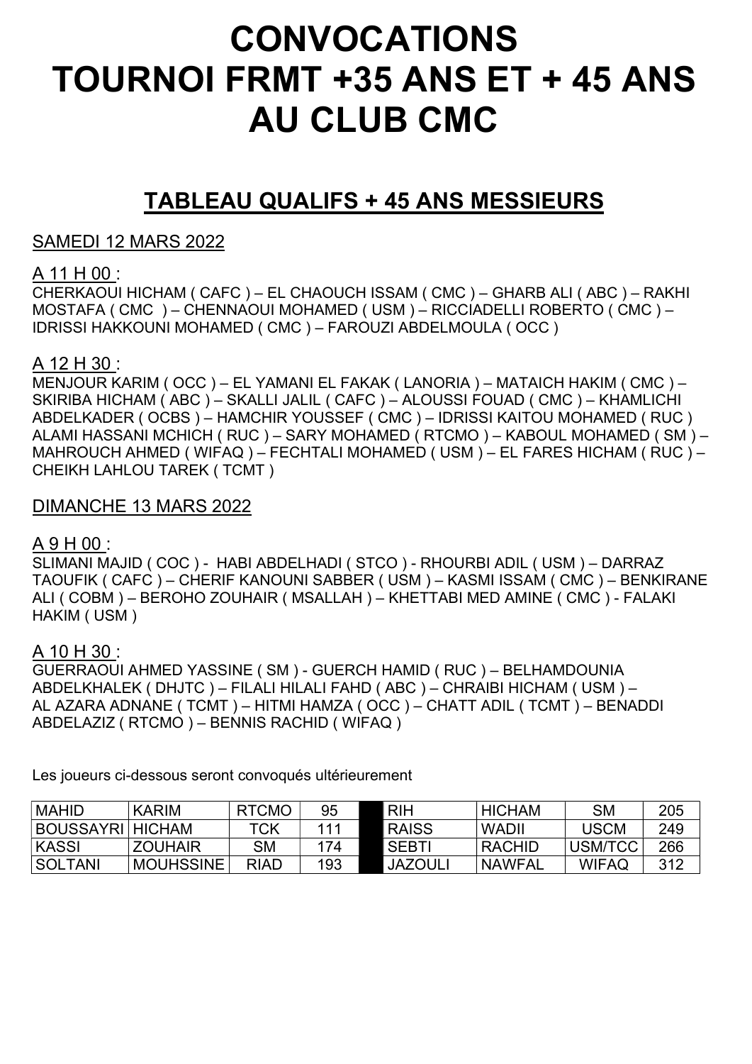# CONVOCATIONS TOURNOI FRMT +35 ANS ET + 45 ANS AU CLUB CMC

## TABLEAU QUALIFS + 45 ANS MESSIEURS

SAMEDI 12 MARS 2022

A 11 H 00 :

CHERKAOUI HICHAM ( CAFC ) – EL CHAOUCH ISSAM ( CMC ) – GHARB ALI ( ABC ) – RAKHI MOSTAFA ( CMC ) – CHENNAOUI MOHAMED ( USM ) – RICCIADELLI ROBERTO ( CMC ) – IDRISSI HAKKOUNI MOHAMED ( CMC ) – FAROUZI ABDELMOULA ( OCC )

A 12 H 30 :

MENJOUR KARIM ( OCC ) – EL YAMANI EL FAKAK ( LANORIA ) – MATAICH HAKIM ( CMC ) – SKIRIBA HICHAM ( ABC ) – SKALLI JALIL ( CAFC ) – ALOUSSI FOUAD ( CMC ) – KHAMLICHI ABDELKADER ( OCBS ) – HAMCHIR YOUSSEF ( CMC ) – IDRISSI KAITOU MOHAMED ( RUC ) ALAMI HASSANI MCHICH ( RUC ) – SARY MOHAMED ( RTCMO ) – KABOUL MOHAMED ( SM ) – MAHROUCH AHMED ( WIFAQ ) – FECHTALI MOHAMED ( USM ) – EL FARES HICHAM ( RUC ) – CHEIKH LAHLOU TAREK ( TCMT )

DIMANCHE 13 MARS 2022

A 9 H 00 :

SLIMANI MAJID ( COC ) - HABI ABDELHADI ( STCO ) - RHOURBI ADIL ( USM ) – DARRAZ TAOUFIK ( CAFC ) – CHERIF KANOUNI SABBER ( USM ) – KASMI ISSAM ( CMC ) – BENKIRANE ALI ( COBM ) – BEROHO ZOUHAIR ( MSALLAH ) – KHETTABI MED AMINE ( CMC ) - FALAKI HAKIM ( USM )

A 10 H 30 :

GUERRAOUI AHMED YASSINE ( SM ) - GUERCH HAMID ( RUC ) – BELHAMDOUNIA ABDELKHALEK ( DHJTC ) – FILALI HILALI FAHD ( ABC ) – CHRAIBI HICHAM ( USM ) – AL AZARA ADNANE ( TCMT ) – HITMI HAMZA ( OCC ) – CHATT ADIL ( TCMT ) – BENADDI ABDELAZIZ ( RTCMO ) – BENNIS RACHID ( WIFAQ )

Les joueurs ci-dessous seront convoqués ultérieurement

| | | | | | | | | |
|---|---|---|---|---|---|---|---|---|
| MAHID | KARIM | RTCMO | 95 | | RIH | HICHAM | SM | 205 |
| BOUSSAYRI | HICHAM | TCK | 111 | | RAISS | WADII | USCM | 249 |
| KASSI | ZOUHAIR | SM | 174 | | SEBTI | RACHID | USM/TCC | 266 |
| SOLTANI | MOUHSSINE | RIAD | 193 | | JAZOULI | NAWFAL | WIFAQ | 312 |